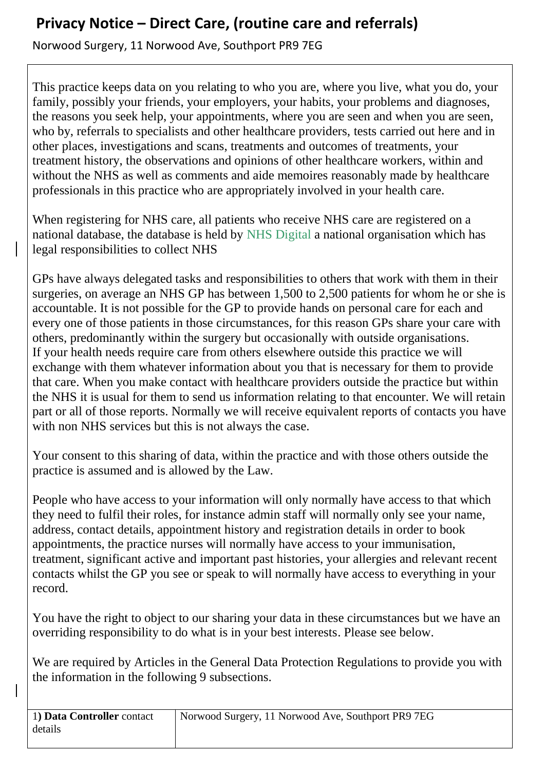# Privacy Notice – Direct Care, (routine care and referrals)

Norwood Surgery, 11 Norwood Ave, Southport PR9 7EG

This practice keeps data on you relating to who you are, where you live, what you do, your family, possibly your friends, your employers, your habits, your problems and diagnoses, the reasons you seek help, your appointments, where you are seen and when you are seen, who by, referrals to specialists and other healthcare providers, tests carried out here and in other places, investigations and scans, treatments and outcomes of treatments, your treatment history, the observations and opinions of other healthcare workers, within and without the NHS as well as comments and aide memoires reasonably made by healthcare professionals in this practice who are appropriately involved in your health care.

When registering for NHS care, all patients who receive NHS care are registered on a national database, the database is held by NHS Digital a national organisation which has legal responsibilities to collect NHS

GPs have always delegated tasks and responsibilities to others that work with them in their surgeries, on average an NHS GP has between 1,500 to 2,500 patients for whom he or she is accountable. It is not possible for the GP to provide hands on personal care for each and every one of those patients in those circumstances, for this reason GPs share your care with others, predominantly within the surgery but occasionally with outside organisations.
If your health needs require care from others elsewhere outside this practice we will exchange with them whatever information about you that is necessary for them to provide that care. When you make contact with healthcare providers outside the practice but within the NHS it is usual for them to send us information relating to that encounter. We will retain part or all of those reports. Normally we will receive equivalent reports of contacts you have with non NHS services but this is not always the case.

Your consent to this sharing of data, within the practice and with those others outside the practice is assumed and is allowed by the Law.

People who have access to your information will only normally have access to that which they need to fulfil their roles, for instance admin staff will normally only see your name, address, contact details, appointment history and registration details in order to book appointments, the practice nurses will normally have access to your immunisation, treatment, significant active and important past histories, your allergies and relevant recent contacts whilst the GP you see or speak to will normally have access to everything in your record.

You have the right to object to our sharing your data in these circumstances but we have an overriding responsibility to do what is in your best interests. Please see below.

We are required by Articles in the General Data Protection Regulations to provide you with the information in the following 9 subsections.

| | |
|---|---|
| 1**) Data Controller** contact details | Norwood Surgery, 11 Norwood Ave, Southport PR9 7EG |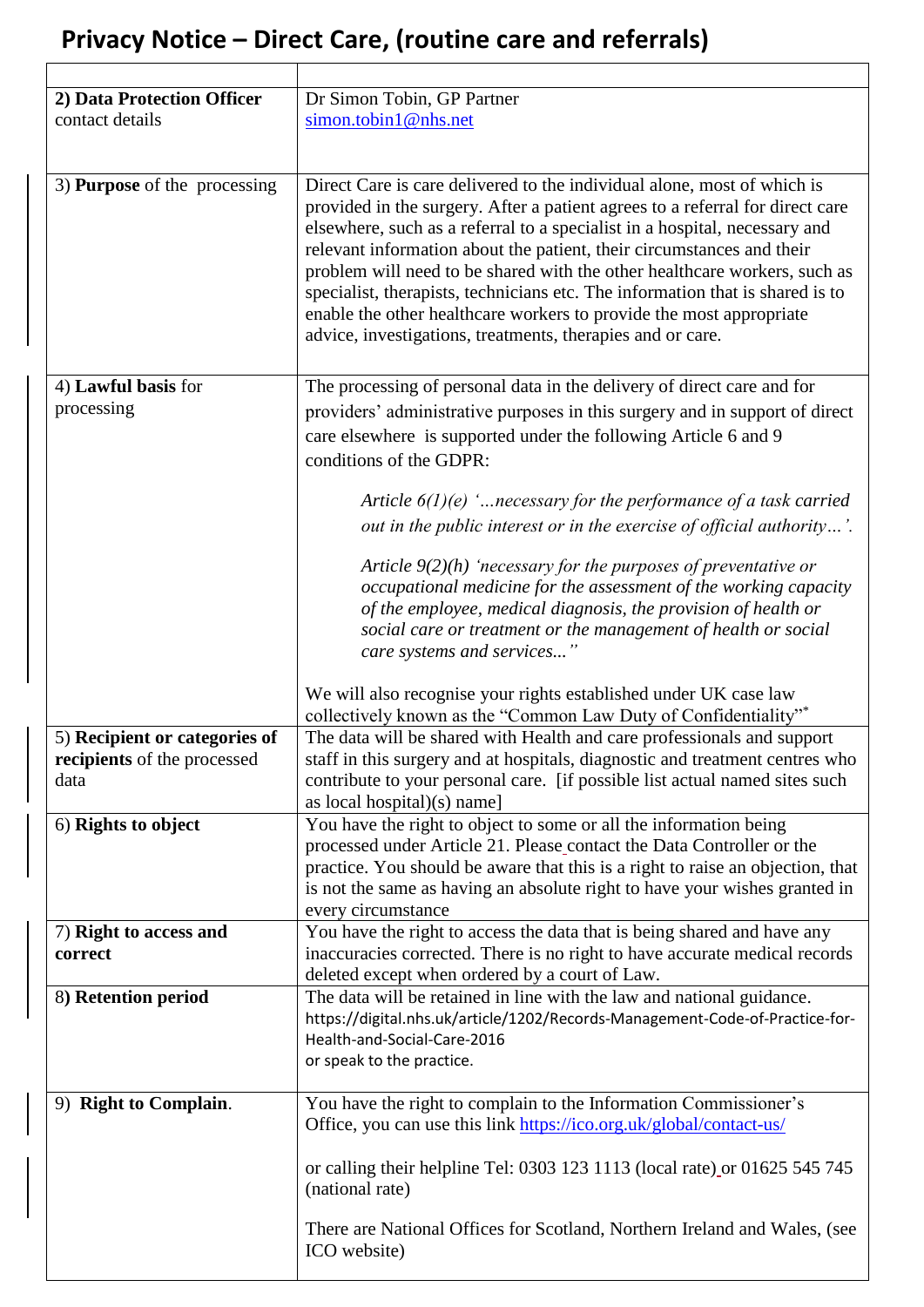# Privacy Notice – Direct Care, (routine care and referrals)

| | |
|---|---|
| **2) Data Protection Officer** contact details | Dr Simon Tobin, GP Partner<br>simon.tobin1@nhs.net |
| 3) **Purpose** of the processing | Direct Care is care delivered to the individual alone, most of which is provided in the surgery. After a patient agrees to a referral for direct care elsewhere, such as a referral to a specialist in a hospital, necessary and relevant information about the patient, their circumstances and their problem will need to be shared with the other healthcare workers, such as specialist, therapists, technicians etc. The information that is shared is to enable the other healthcare workers to provide the most appropriate advice, investigations, treatments, therapies and or care. |
| 4) **Lawful basis** for processing | The processing of personal data in the delivery of direct care and for providers' administrative purposes in this surgery and in support of direct care elsewhere is supported under the following Article 6 and 9 conditions of the GDPR:<br><br>*Article 6(1)(e) '…necessary for the performance of a task carried out in the public interest or in the exercise of official authority…'.*<br><br>*Article 9(2)(h) 'necessary for the purposes of preventative or occupational medicine for the assessment of the working capacity of the employee, medical diagnosis, the provision of health or social care or treatment or the management of health or social care systems and services..."*<br><br>We will also recognise your rights established under UK case law collectively known as the "Common Law Duty of Confidentiality"* |
| 5) **Recipient or categories of recipients** of the processed data | The data will be shared with Health and care professionals and support staff in this surgery and at hospitals, diagnostic and treatment centres who contribute to your personal care. [if possible list actual named sites such as local hospital)(s) name] |
| 6) **Rights to object** | You have the right to object to some or all the information being processed under Article 21. Please contact the Data Controller or the practice. You should be aware that this is a right to raise an objection, that is not the same as having an absolute right to have your wishes granted in every circumstance |
| 7) **Right to access and correct** | You have the right to access the data that is being shared and have any inaccuracies corrected. There is no right to have accurate medical records deleted except when ordered by a court of Law. |
| 8**) Retention period** | The data will be retained in line with the law and national guidance.<br>https://digital.nhs.uk/article/1202/Records-Management-Code-of-Practice-for-Health-and-Social-Care-2016<br>or speak to the practice. |
| 9) **Right to Complain**. | You have the right to complain to the Information Commissioner's Office, you can use this link https://ico.org.uk/global/contact-us/<br><br>or calling their helpline Tel: 0303 123 1113 (local rate) or 01625 545 745 (national rate)<br><br>There are National Offices for Scotland, Northern Ireland and Wales, (see ICO website) |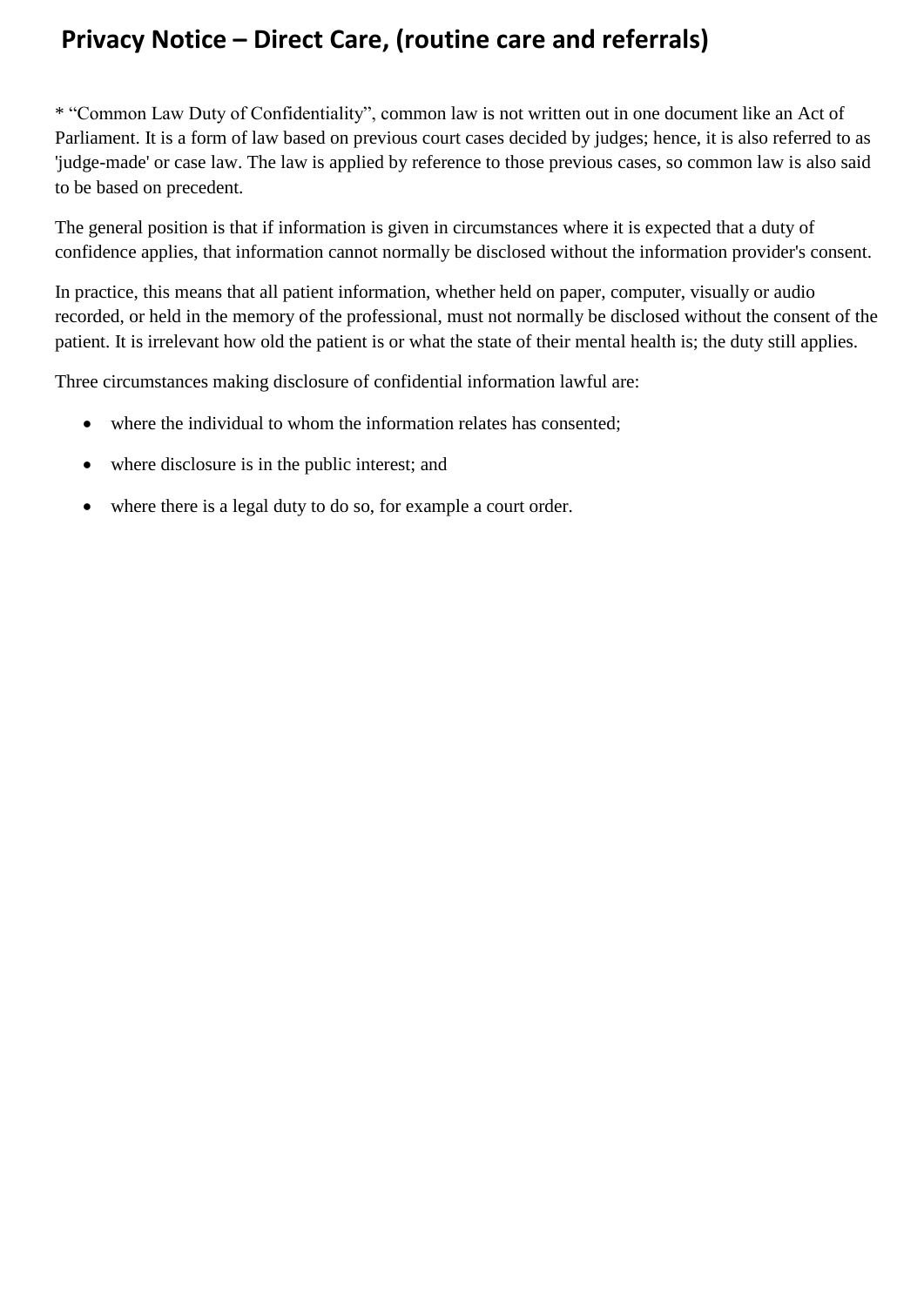# Privacy Notice – Direct Care, (routine care and referrals)

* “Common Law Duty of Confidentiality”, common law is not written out in one document like an Act of Parliament. It is a form of law based on previous court cases decided by judges; hence, it is also referred to as 'judge-made' or case law. The law is applied by reference to those previous cases, so common law is also said to be based on precedent.

The general position is that if information is given in circumstances where it is expected that a duty of confidence applies, that information cannot normally be disclosed without the information provider's consent.

In practice, this means that all patient information, whether held on paper, computer, visually or audio recorded, or held in the memory of the professional, must not normally be disclosed without the consent of the patient. It is irrelevant how old the patient is or what the state of their mental health is; the duty still applies.

Three circumstances making disclosure of confidential information lawful are:

- where the individual to whom the information relates has consented;
- where disclosure is in the public interest; and
- where there is a legal duty to do so, for example a court order.